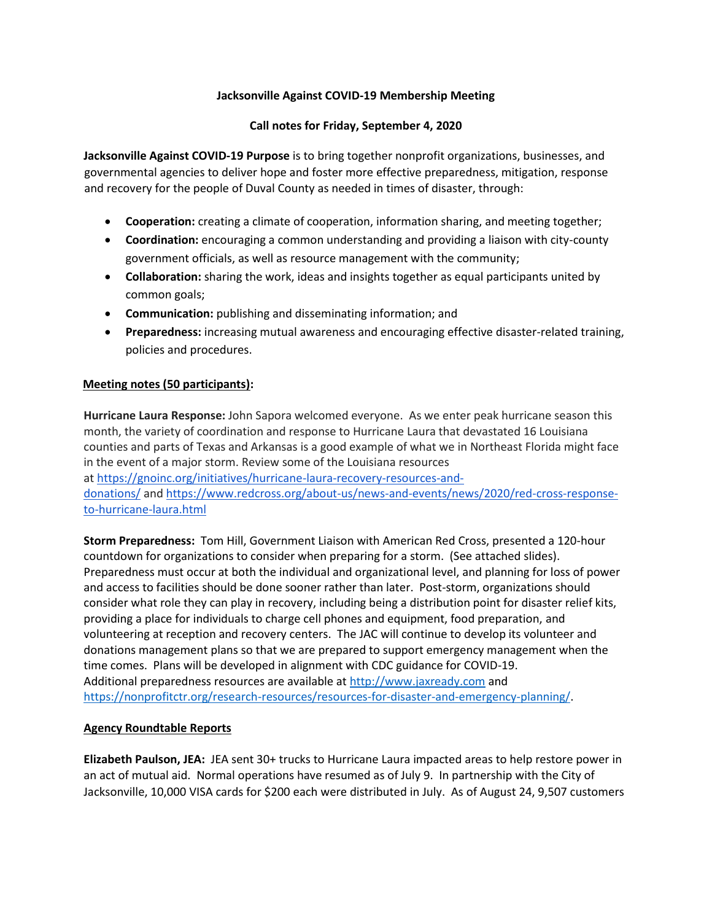**Jacksonville Against COVID-19 Membership Meeting**

**Call notes for Friday, September 4, 2020**

**Jacksonville Against COVID-19 Purpose** is to bring together nonprofit organizations, businesses, and governmental agencies to deliver hope and foster more effective preparedness, mitigation, response and recovery for the people of Duval County as needed in times of disaster, through:

- **Cooperation:** creating a climate of cooperation, information sharing, and meeting together;
- **Coordination:** encouraging a common understanding and providing a liaison with city-county government officials, as well as resource management with the community;
- **Collaboration:** sharing the work, ideas and insights together as equal participants united by common goals;
- **Communication:** publishing and disseminating information; and
- **Preparedness:** increasing mutual awareness and encouraging effective disaster-related training, policies and procedures.

**Meeting notes (50 participants):**

**Hurricane Laura Response:** John Sapora welcomed everyone. As we enter peak hurricane season this month, the variety of coordination and response to Hurricane Laura that devastated 16 Louisiana counties and parts of Texas and Arkansas is a good example of what we in Northeast Florida might face in the event of a major storm. Review some of the Louisiana resources at https://gnoinc.org/initiatives/hurricane-laura-recovery-resources-and-donations/ and https://www.redcross.org/about-us/news-and-events/news/2020/red-cross-response-to-hurricane-laura.html

**Storm Preparedness:** Tom Hill, Government Liaison with American Red Cross, presented a 120-hour countdown for organizations to consider when preparing for a storm. (See attached slides). Preparedness must occur at both the individual and organizational level, and planning for loss of power and access to facilities should be done sooner rather than later. Post-storm, organizations should consider what role they can play in recovery, including being a distribution point for disaster relief kits, providing a place for individuals to charge cell phones and equipment, food preparation, and volunteering at reception and recovery centers. The JAC will continue to develop its volunteer and donations management plans so that we are prepared to support emergency management when the time comes. Plans will be developed in alignment with CDC guidance for COVID-19. Additional preparedness resources are available at http://www.jaxready.com and https://nonprofitctr.org/research-resources/resources-for-disaster-and-emergency-planning/.

**Agency Roundtable Reports**

**Elizabeth Paulson, JEA:** JEA sent 30+ trucks to Hurricane Laura impacted areas to help restore power in an act of mutual aid. Normal operations have resumed as of July 9. In partnership with the City of Jacksonville, 10,000 VISA cards for $200 each were distributed in July. As of August 24, 9,507 customers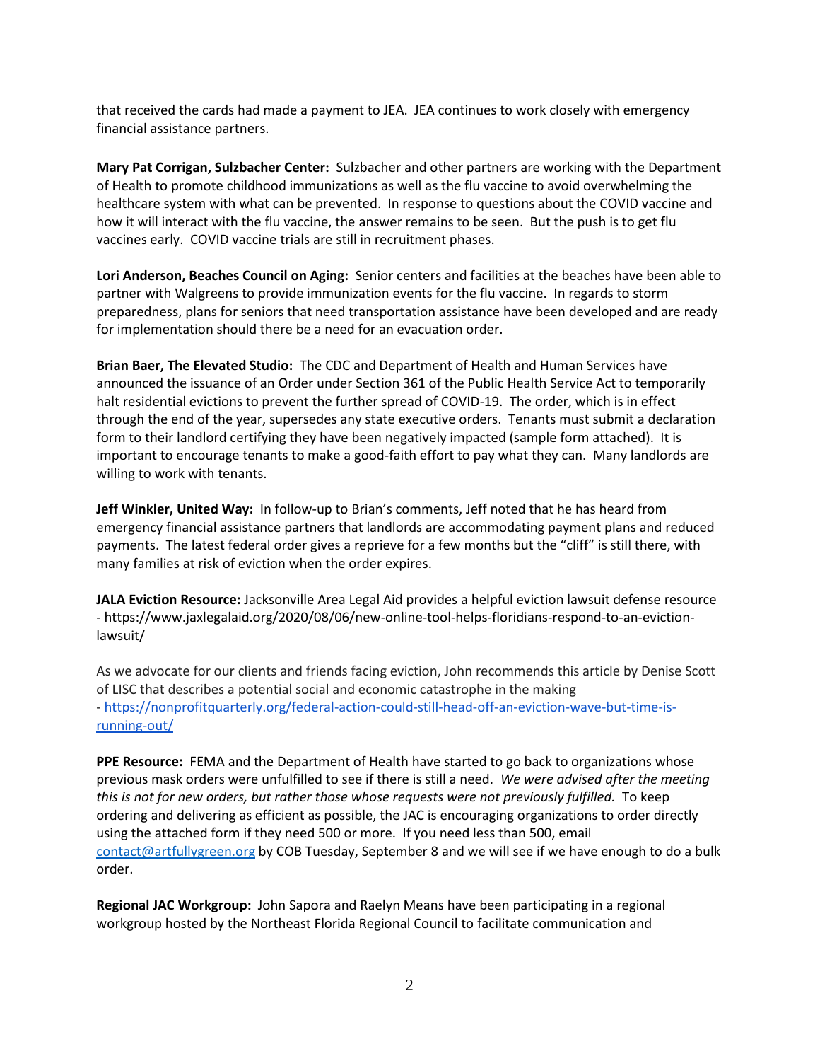that received the cards had made a payment to JEA. JEA continues to work closely with emergency financial assistance partners.

**Mary Pat Corrigan, Sulzbacher Center:** Sulzbacher and other partners are working with the Department of Health to promote childhood immunizations as well as the flu vaccine to avoid overwhelming the healthcare system with what can be prevented. In response to questions about the COVID vaccine and how it will interact with the flu vaccine, the answer remains to be seen. But the push is to get flu vaccines early. COVID vaccine trials are still in recruitment phases.

**Lori Anderson, Beaches Council on Aging:** Senior centers and facilities at the beaches have been able to partner with Walgreens to provide immunization events for the flu vaccine. In regards to storm preparedness, plans for seniors that need transportation assistance have been developed and are ready for implementation should there be a need for an evacuation order.

**Brian Baer, The Elevated Studio:** The CDC and Department of Health and Human Services have announced the issuance of an Order under Section 361 of the Public Health Service Act to temporarily halt residential evictions to prevent the further spread of COVID-19. The order, which is in effect through the end of the year, supersedes any state executive orders. Tenants must submit a declaration form to their landlord certifying they have been negatively impacted (sample form attached). It is important to encourage tenants to make a good-faith effort to pay what they can. Many landlords are willing to work with tenants.

**Jeff Winkler, United Way:** In follow-up to Brian's comments, Jeff noted that he has heard from emergency financial assistance partners that landlords are accommodating payment plans and reduced payments. The latest federal order gives a reprieve for a few months but the "cliff" is still there, with many families at risk of eviction when the order expires.

**JALA Eviction Resource:** Jacksonville Area Legal Aid provides a helpful eviction lawsuit defense resource - https://www.jaxlegalaid.org/2020/08/06/new-online-tool-helps-floridians-respond-to-an-eviction-lawsuit/

As we advocate for our clients and friends facing eviction, John recommends this article by Denise Scott of LISC that describes a potential social and economic catastrophe in the making - [https://nonprofitquarterly.org/federal-action-could-still-head-off-an-eviction-wave-but-time-is-running-out/](https://nonprofitquarterly.org/federal-action-could-still-head-off-an-eviction-wave-but-time-is-running-out/)

**PPE Resource:** FEMA and the Department of Health have started to go back to organizations whose previous mask orders were unfulfilled to see if there is still a need. *We were advised after the meeting this is not for new orders, but rather those whose requests were not previously fulfilled.* To keep ordering and delivering as efficient as possible, the JAC is encouraging organizations to order directly using the attached form if they need 500 or more. If you need less than 500, email [contact@artfullygreen.org](mailto:contact@artfullygreen.org) by COB Tuesday, September 8 and we will see if we have enough to do a bulk order.

**Regional JAC Workgroup:** John Sapora and Raelyn Means have been participating in a regional workgroup hosted by the Northeast Florida Regional Council to facilitate communication and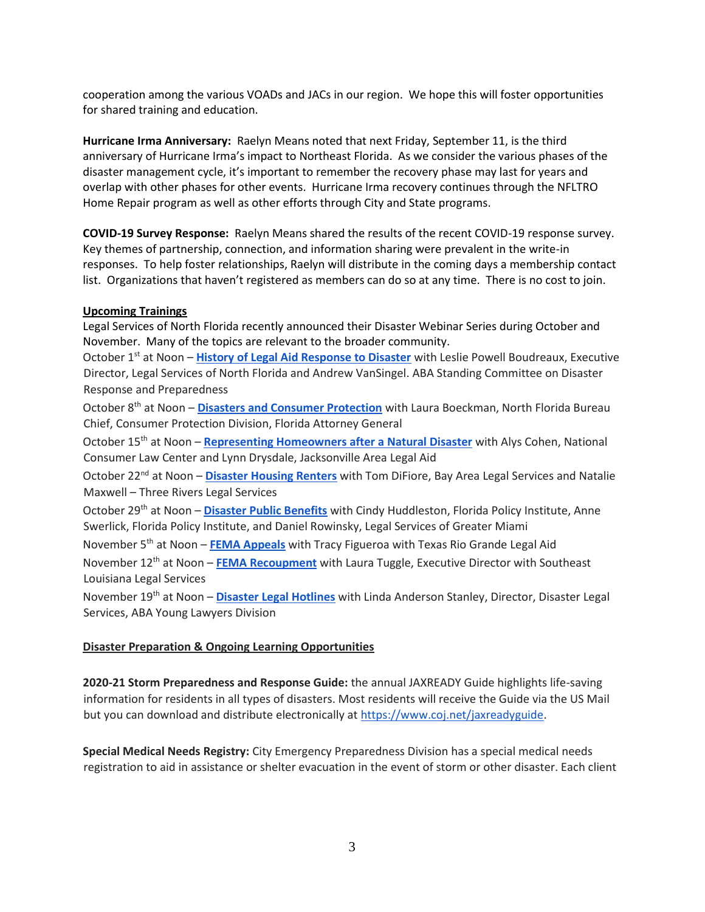cooperation among the various VOADs and JACs in our region. We hope this will foster opportunities for shared training and education.

**Hurricane Irma Anniversary:** Raelyn Means noted that next Friday, September 11, is the third anniversary of Hurricane Irma's impact to Northeast Florida. As we consider the various phases of the disaster management cycle, it's important to remember the recovery phase may last for years and overlap with other phases for other events. Hurricane Irma recovery continues through the NFLTRO Home Repair program as well as other efforts through City and State programs.

**COVID-19 Survey Response:** Raelyn Means shared the results of the recent COVID-19 response survey. Key themes of partnership, connection, and information sharing were prevalent in the write-in responses. To help foster relationships, Raelyn will distribute in the coming days a membership contact list. Organizations that haven't registered as members can do so at any time. There is no cost to join.

**Upcoming Trainings**

Legal Services of North Florida recently announced their Disaster Webinar Series during October and November. Many of the topics are relevant to the broader community.

October 1st at Noon – **History of Legal Aid Response to Disaster** with Leslie Powell Boudreaux, Executive Director, Legal Services of North Florida and Andrew VanSingel. ABA Standing Committee on Disaster Response and Preparedness

October 8th at Noon – **Disasters and Consumer Protection** with Laura Boeckman, North Florida Bureau Chief, Consumer Protection Division, Florida Attorney General

October 15th at Noon – **Representing Homeowners after a Natural Disaster** with Alys Cohen, National Consumer Law Center and Lynn Drysdale, Jacksonville Area Legal Aid

October 22nd at Noon – **Disaster Housing Renters** with Tom DiFiore, Bay Area Legal Services and Natalie Maxwell – Three Rivers Legal Services

October 29th at Noon – **Disaster Public Benefits** with Cindy Huddleston, Florida Policy Institute, Anne Swerlick, Florida Policy Institute, and Daniel Rowinsky, Legal Services of Greater Miami

November 5th at Noon – **FEMA Appeals** with Tracy Figueroa with Texas Rio Grande Legal Aid

November 12th at Noon – **FEMA Recoupment** with Laura Tuggle, Executive Director with Southeast Louisiana Legal Services

November 19th at Noon – **Disaster Legal Hotlines** with Linda Anderson Stanley, Director, Disaster Legal Services, ABA Young Lawyers Division

**Disaster Preparation & Ongoing Learning Opportunities**

**2020-21 Storm Preparedness and Response Guide:** the annual JAXREADY Guide highlights life-saving information for residents in all types of disasters. Most residents will receive the Guide via the US Mail but you can download and distribute electronically at https://www.coj.net/jaxreadyguide.

**Special Medical Needs Registry:** City Emergency Preparedness Division has a special medical needs registration to aid in assistance or shelter evacuation in the event of storm or other disaster. Each client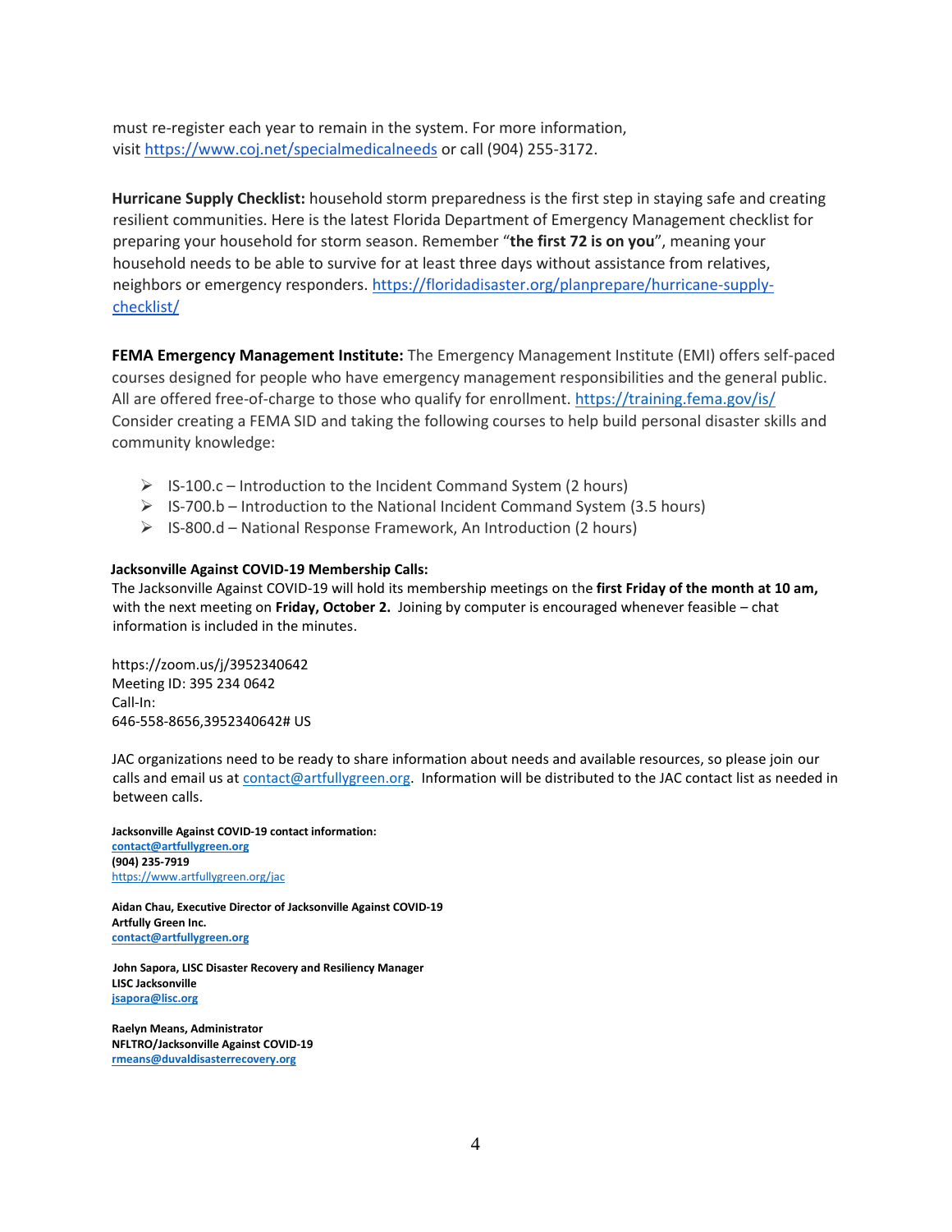must re-register each year to remain in the system. For more information, visit https://www.coj.net/specialmedicalneeds or call (904) 255-3172.

**Hurricane Supply Checklist:** household storm preparedness is the first step in staying safe and creating resilient communities. Here is the latest Florida Department of Emergency Management checklist for preparing your household for storm season. Remember "**the first 72 is on you**", meaning your household needs to be able to survive for at least three days without assistance from relatives, neighbors or emergency responders. https://floridadisaster.org/planprepare/hurricane-supply-checklist/

**FEMA Emergency Management Institute:** The Emergency Management Institute (EMI) offers self-paced courses designed for people who have emergency management responsibilities and the general public. All are offered free-of-charge to those who qualify for enrollment. https://training.fema.gov/is/ Consider creating a FEMA SID and taking the following courses to help build personal disaster skills and community knowledge:

- IS-100.c – Introduction to the Incident Command System (2 hours)
- IS-700.b – Introduction to the National Incident Command System (3.5 hours)
- IS-800.d – National Response Framework, An Introduction (2 hours)

**Jacksonville Against COVID-19 Membership Calls:**

The Jacksonville Against COVID-19 will hold its membership meetings on the **first Friday of the month at 10 am,** with the next meeting on **Friday, October 2.** Joining by computer is encouraged whenever feasible – chat information is included in the minutes.

https://zoom.us/j/3952340642
Meeting ID: 395 234 0642
Call-In:
646-558-8656,3952340642# US

JAC organizations need to be ready to share information about needs and available resources, so please join our calls and email us at contact@artfullygreen.org. Information will be distributed to the JAC contact list as needed in between calls.

**Jacksonville Against COVID-19 contact information:**
**contact@artfullygreen.org**
**(904) 235-7919**
https://www.artfullygreen.org/jac

**Aidan Chau, Executive Director of Jacksonville Against COVID-19**
**Artfully Green Inc.**
**contact@artfullygreen.org**

**John Sapora, LISC Disaster Recovery and Resiliency Manager**
**LISC Jacksonville**
**jsapora@lisc.org**

**Raelyn Means, Administrator**
**NFLTRO/Jacksonville Against COVID-19**
**rmeans@duvaldisasterrecovery.org**